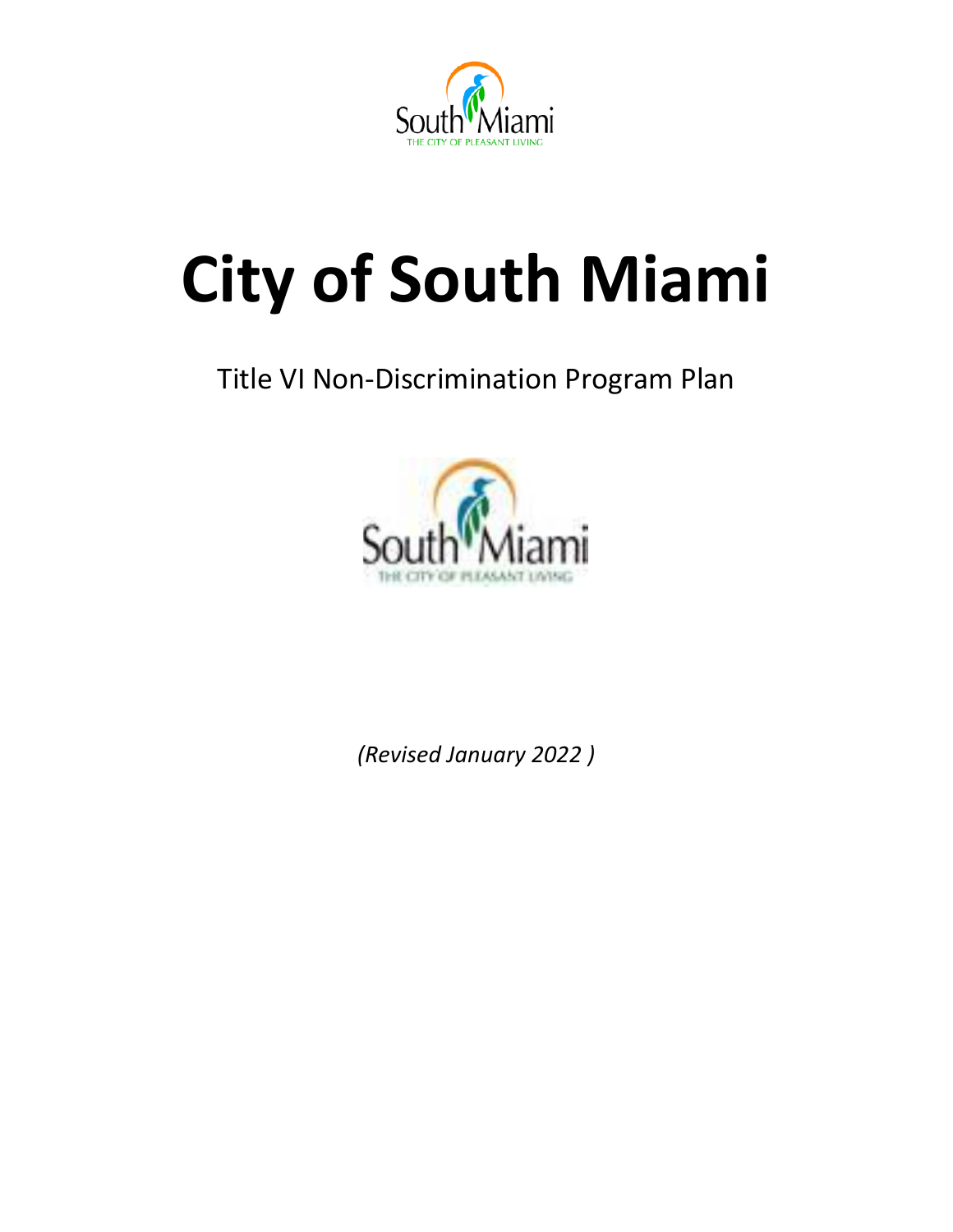# City of South Miami

Title VI Non-Discrimination Program Plan

*(Revised January 2022 )*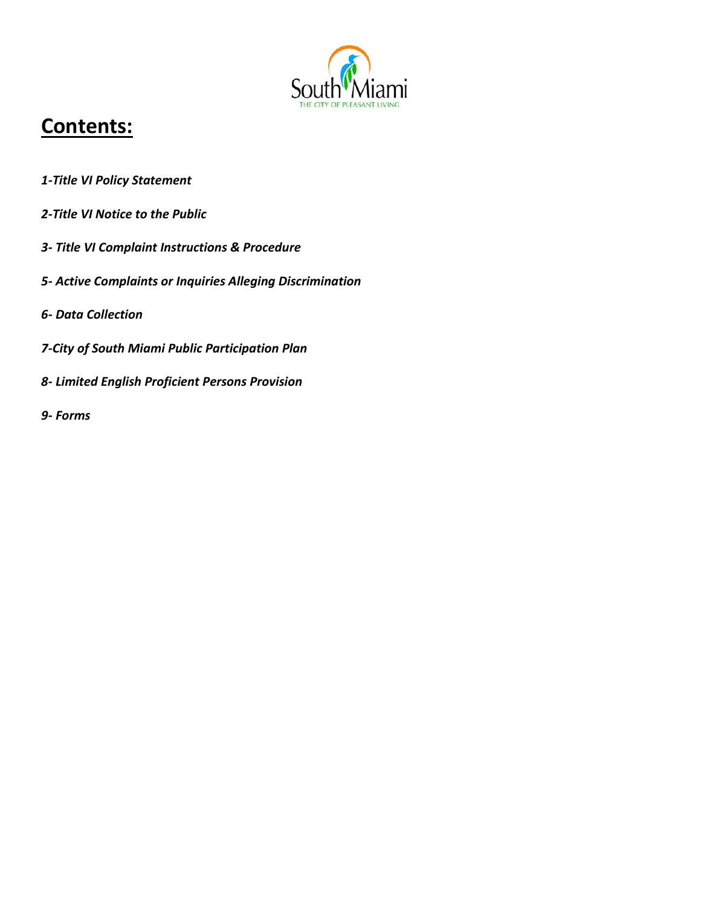# Contents:

*1-Title VI Policy Statement*

*2-Title VI Notice to the Public*

*3- Title VI Complaint Instructions & Procedure*

*5- Active Complaints or Inquiries Alleging Discrimination*

*6- Data Collection*

*7-City of South Miami Public Participation Plan*

*8- Limited English Proficient Persons Provision*

*9- Forms*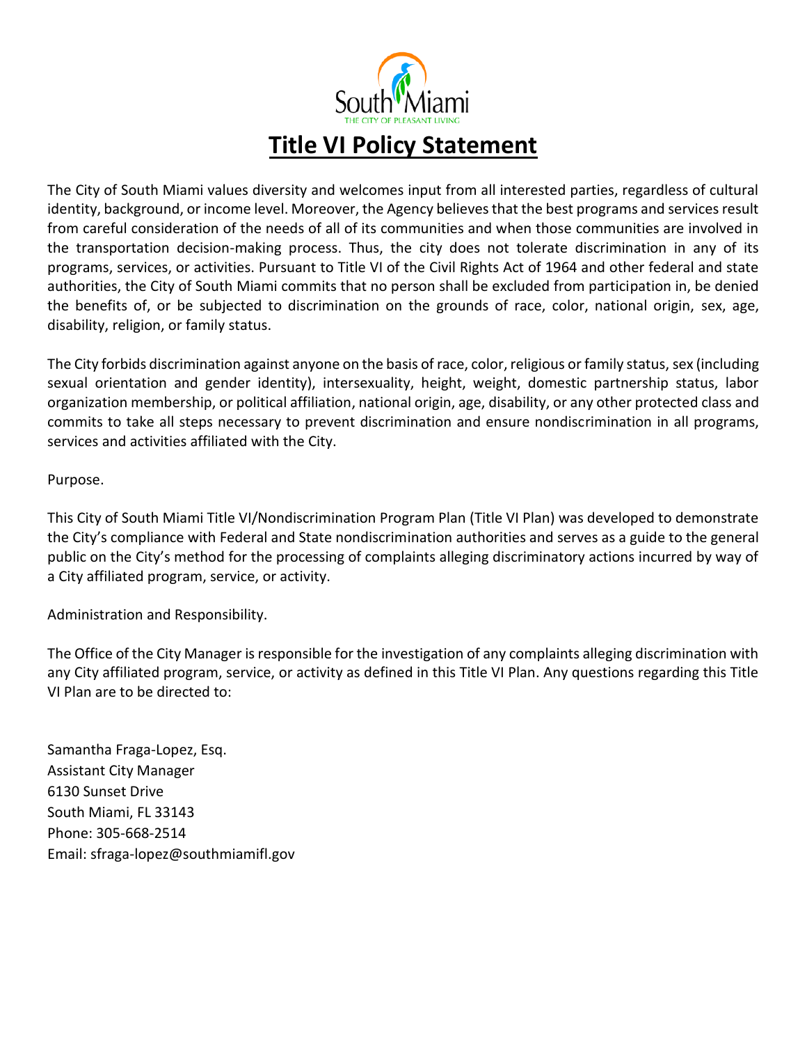South Miami
THE CITY OF PLEASANT LIVING

# Title VI Policy Statement

The City of South Miami values diversity and welcomes input from all interested parties, regardless of cultural identity, background, or income level. Moreover, the Agency believes that the best programs and services result from careful consideration of the needs of all of its communities and when those communities are involved in the transportation decision-making process. Thus, the city does not tolerate discrimination in any of its programs, services, or activities. Pursuant to Title VI of the Civil Rights Act of 1964 and other federal and state authorities, the City of South Miami commits that no person shall be excluded from participation in, be denied the benefits of, or be subjected to discrimination on the grounds of race, color, national origin, sex, age, disability, religion, or family status.

The City forbids discrimination against anyone on the basis of race, color, religious or family status, sex (including sexual orientation and gender identity), intersexuality, height, weight, domestic partnership status, labor organization membership, or political affiliation, national origin, age, disability, or any other protected class and commits to take all steps necessary to prevent discrimination and ensure nondiscrimination in all programs, services and activities affiliated with the City.

Purpose.

This City of South Miami Title VI/Nondiscrimination Program Plan (Title VI Plan) was developed to demonstrate the City's compliance with Federal and State nondiscrimination authorities and serves as a guide to the general public on the City's method for the processing of complaints alleging discriminatory actions incurred by way of a City affiliated program, service, or activity.

Administration and Responsibility.

The Office of the City Manager is responsible for the investigation of any complaints alleging discrimination with any City affiliated program, service, or activity as defined in this Title VI Plan. Any questions regarding this Title VI Plan are to be directed to:

Samantha Fraga-Lopez, Esq.
Assistant City Manager
6130 Sunset Drive
South Miami, FL 33143
Phone: 305-668-2514
Email: sfraga-lopez@southmiamifl.gov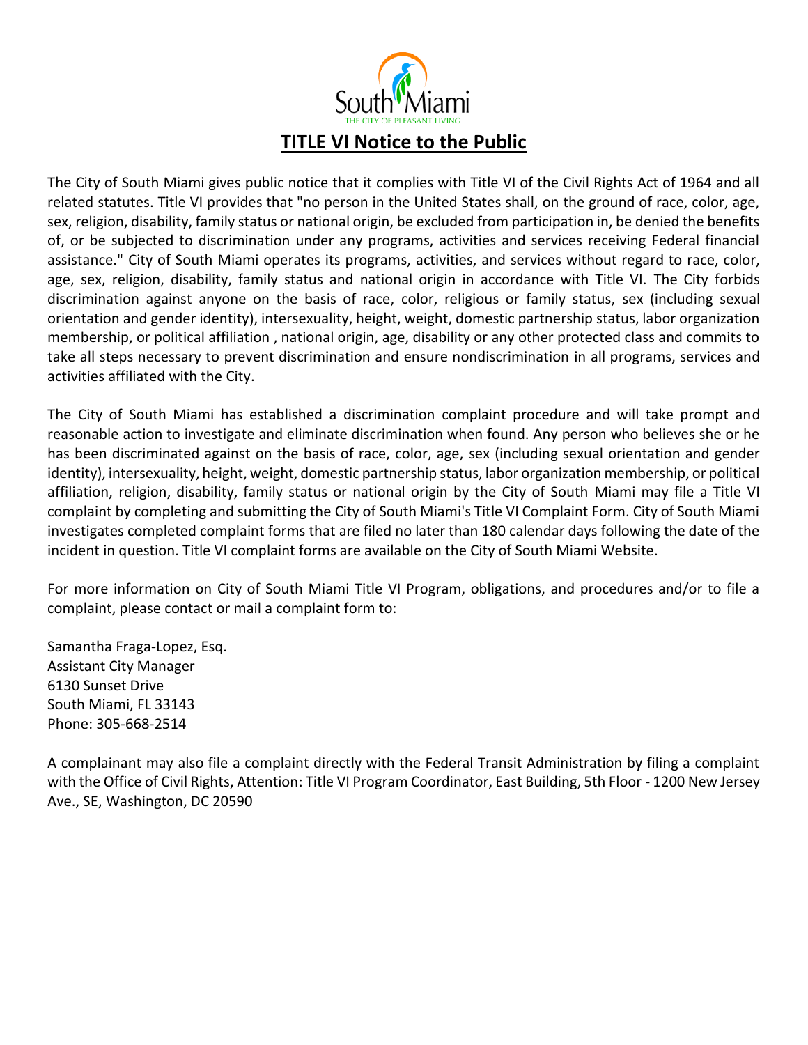South Miami

THE CITY OF PLEASANT LIVING

# TITLE VI Notice to the Public

The City of South Miami gives public notice that it complies with Title VI of the Civil Rights Act of 1964 and all related statutes. Title VI provides that "no person in the United States shall, on the ground of race, color, age, sex, religion, disability, family status or national origin, be excluded from participation in, be denied the benefits of, or be subjected to discrimination under any programs, activities and services receiving Federal financial assistance." City of South Miami operates its programs, activities, and services without regard to race, color, age, sex, religion, disability, family status and national origin in accordance with Title VI. The City forbids discrimination against anyone on the basis of race, color, religious or family status, sex (including sexual orientation and gender identity), intersexuality, height, weight, domestic partnership status, labor organization membership, or political affiliation , national origin, age, disability or any other protected class and commits to take all steps necessary to prevent discrimination and ensure nondiscrimination in all programs, services and activities affiliated with the City.

The City of South Miami has established a discrimination complaint procedure and will take prompt and reasonable action to investigate and eliminate discrimination when found. Any person who believes she or he has been discriminated against on the basis of race, color, age, sex (including sexual orientation and gender identity), intersexuality, height, weight, domestic partnership status, labor organization membership, or political affiliation, religion, disability, family status or national origin by the City of South Miami may file a Title VI complaint by completing and submitting the City of South Miami's Title VI Complaint Form. City of South Miami investigates completed complaint forms that are filed no later than 180 calendar days following the date of the incident in question. Title VI complaint forms are available on the City of South Miami Website.

For more information on City of South Miami Title VI Program, obligations, and procedures and/or to file a complaint, please contact or mail a complaint form to:

Samantha Fraga-Lopez, Esq.
Assistant City Manager
6130 Sunset Drive
South Miami, FL 33143
Phone: 305-668-2514

A complainant may also file a complaint directly with the Federal Transit Administration by filing a complaint with the Office of Civil Rights, Attention: Title VI Program Coordinator, East Building, 5th Floor - 1200 New Jersey Ave., SE, Washington, DC 20590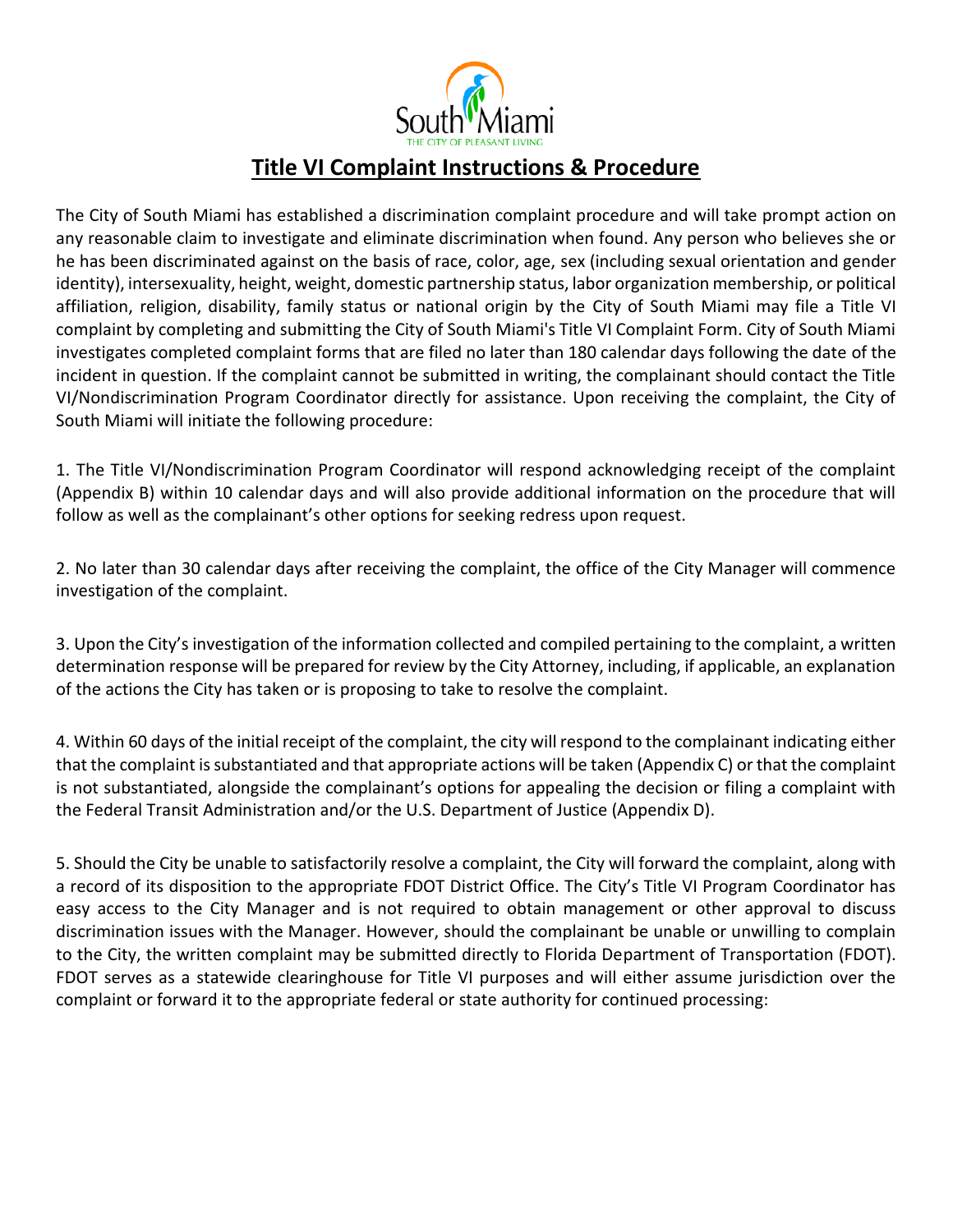South Miami

THE CITY OF PLEASANT LIVING

# Title VI Complaint Instructions & Procedure

The City of South Miami has established a discrimination complaint procedure and will take prompt action on any reasonable claim to investigate and eliminate discrimination when found. Any person who believes she or he has been discriminated against on the basis of race, color, age, sex (including sexual orientation and gender identity), intersexuality, height, weight, domestic partnership status, labor organization membership, or political affiliation, religion, disability, family status or national origin by the City of South Miami may file a Title VI complaint by completing and submitting the City of South Miami's Title VI Complaint Form. City of South Miami investigates completed complaint forms that are filed no later than 180 calendar days following the date of the incident in question. If the complaint cannot be submitted in writing, the complainant should contact the Title VI/Nondiscrimination Program Coordinator directly for assistance. Upon receiving the complaint, the City of South Miami will initiate the following procedure:

1. The Title VI/Nondiscrimination Program Coordinator will respond acknowledging receipt of the complaint (Appendix B) within 10 calendar days and will also provide additional information on the procedure that will follow as well as the complainant's other options for seeking redress upon request.

2. No later than 30 calendar days after receiving the complaint, the office of the City Manager will commence investigation of the complaint.

3. Upon the City's investigation of the information collected and compiled pertaining to the complaint, a written determination response will be prepared for review by the City Attorney, including, if applicable, an explanation of the actions the City has taken or is proposing to take to resolve the complaint.

4. Within 60 days of the initial receipt of the complaint, the city will respond to the complainant indicating either that the complaint is substantiated and that appropriate actions will be taken (Appendix C) or that the complaint is not substantiated, alongside the complainant's options for appealing the decision or filing a complaint with the Federal Transit Administration and/or the U.S. Department of Justice (Appendix D).

5. Should the City be unable to satisfactorily resolve a complaint, the City will forward the complaint, along with a record of its disposition to the appropriate FDOT District Office. The City's Title VI Program Coordinator has easy access to the City Manager and is not required to obtain management or other approval to discuss discrimination issues with the Manager. However, should the complainant be unable or unwilling to complain to the City, the written complaint may be submitted directly to Florida Department of Transportation (FDOT). FDOT serves as a statewide clearinghouse for Title VI purposes and will either assume jurisdiction over the complaint or forward it to the appropriate federal or state authority for continued processing: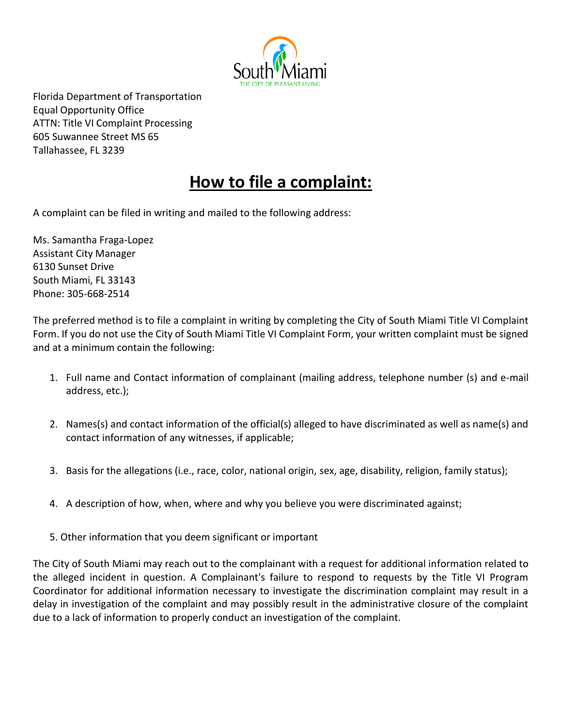Florida Department of Transportation
Equal Opportunity Office
ATTN: Title VI Complaint Processing
605 Suwannee Street MS 65
Tallahassee, FL 3239

# How to file a complaint:

A complaint can be filed in writing and mailed to the following address:

Ms. Samantha Fraga-Lopez
Assistant City Manager
6130 Sunset Drive
South Miami, FL 33143
Phone: 305-668-2514

The preferred method is to file a complaint in writing by completing the City of South Miami Title VI Complaint Form. If you do not use the City of South Miami Title VI Complaint Form, your written complaint must be signed and at a minimum contain the following:

1. Full name and Contact information of complainant (mailing address, telephone number (s) and e-mail address, etc.);
2. Names(s) and contact information of the official(s) alleged to have discriminated as well as name(s) and contact information of any witnesses, if applicable;
3. Basis for the allegations (i.e., race, color, national origin, sex, age, disability, religion, family status);
4. A description of how, when, where and why you believe you were discriminated against;
5. Other information that you deem significant or important

The City of South Miami may reach out to the complainant with a request for additional information related to the alleged incident in question. A Complainant's failure to respond to requests by the Title VI Program Coordinator for additional information necessary to investigate the discrimination complaint may result in a delay in investigation of the complaint and may possibly result in the administrative closure of the complaint due to a lack of information to properly conduct an investigation of the complaint.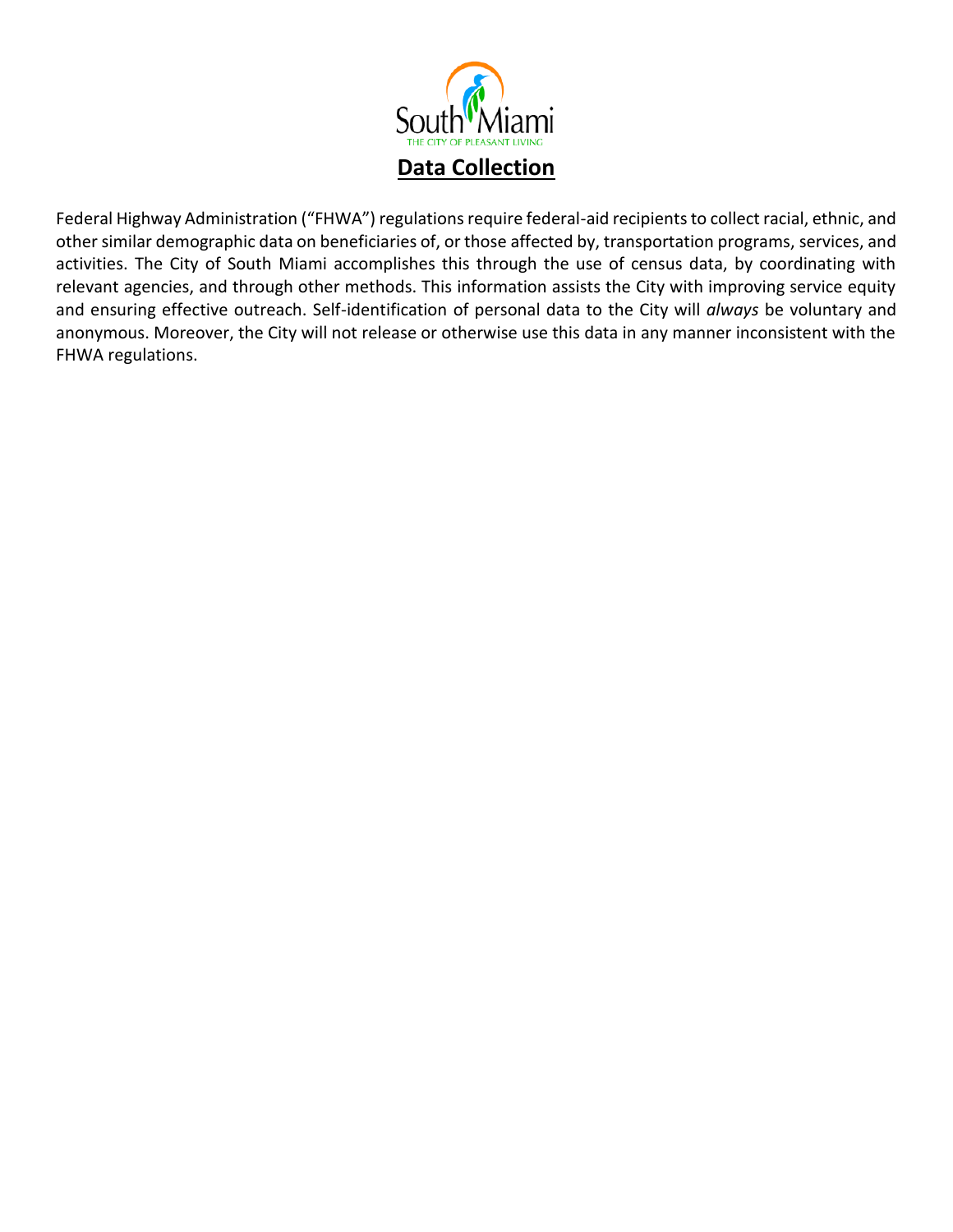South Miami
THE CITY OF PLEASANT LIVING

# Data Collection

Federal Highway Administration ("FHWA") regulations require federal-aid recipients to collect racial, ethnic, and other similar demographic data on beneficiaries of, or those affected by, transportation programs, services, and activities. The City of South Miami accomplishes this through the use of census data, by coordinating with relevant agencies, and through other methods. This information assists the City with improving service equity and ensuring effective outreach. Self-identification of personal data to the City will *always* be voluntary and anonymous. Moreover, the City will not release or otherwise use this data in any manner inconsistent with the FHWA regulations.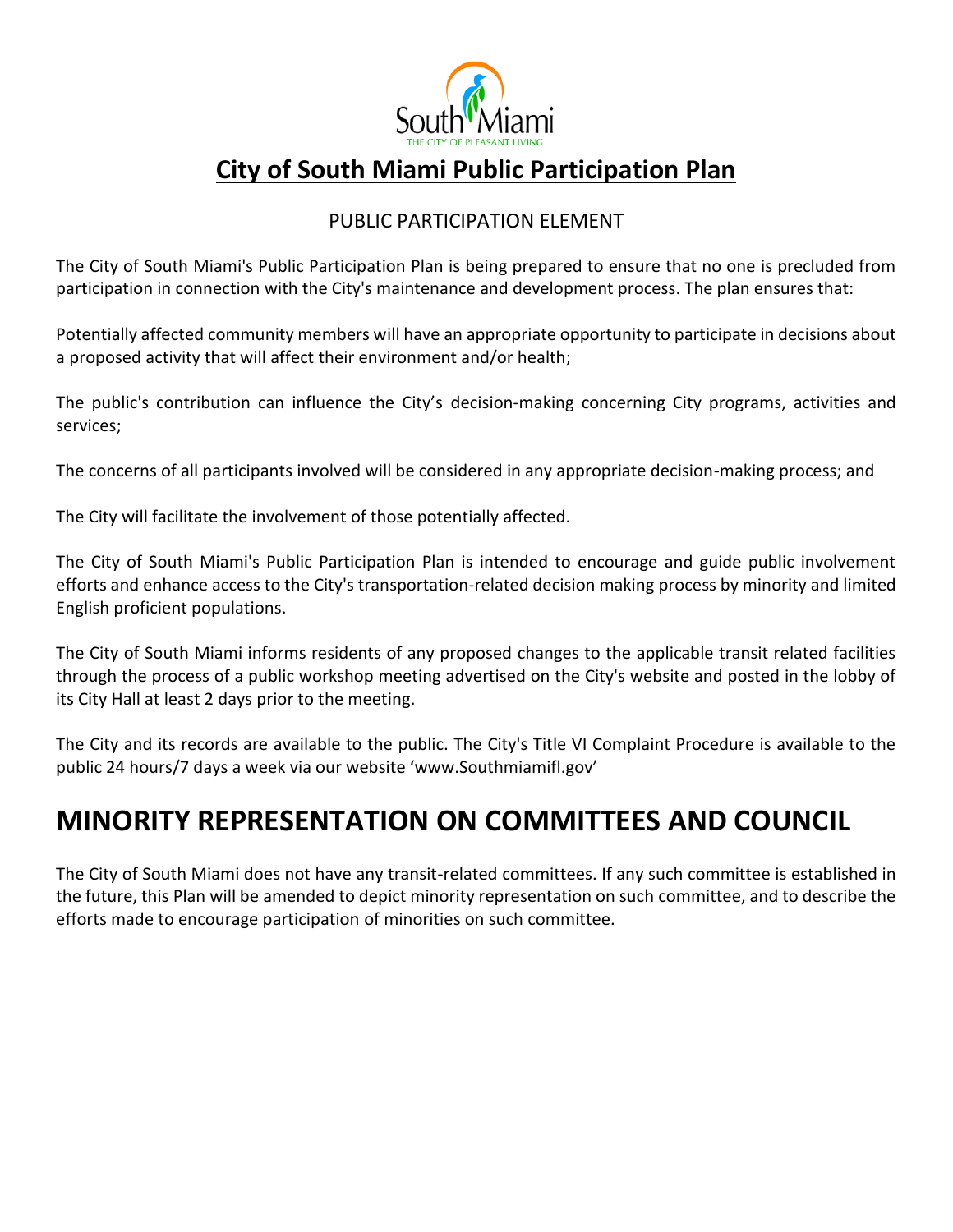# City of South Miami Public Participation Plan

PUBLIC PARTICIPATION ELEMENT

The City of South Miami's Public Participation Plan is being prepared to ensure that no one is precluded from participation in connection with the City's maintenance and development process. The plan ensures that:

Potentially affected community members will have an appropriate opportunity to participate in decisions about a proposed activity that will affect their environment and/or health;

The public's contribution can influence the City's decision-making concerning City programs, activities and services;

The concerns of all participants involved will be considered in any appropriate decision-making process; and

The City will facilitate the involvement of those potentially affected.

The City of South Miami's Public Participation Plan is intended to encourage and guide public involvement efforts and enhance access to the City's transportation-related decision making process by minority and limited English proficient populations.

The City of South Miami informs residents of any proposed changes to the applicable transit related facilities through the process of a public workshop meeting advertised on the City's website and posted in the lobby of its City Hall at least 2 days prior to the meeting.

The City and its records are available to the public. The City's Title VI Complaint Procedure is available to the public 24 hours/7 days a week via our website 'www.Southmiamifl.gov'

# MINORITY REPRESENTATION ON COMMITTEES AND COUNCIL

The City of South Miami does not have any transit-related committees. If any such committee is established in the future, this Plan will be amended to depict minority representation on such committee, and to describe the efforts made to encourage participation of minorities on such committee.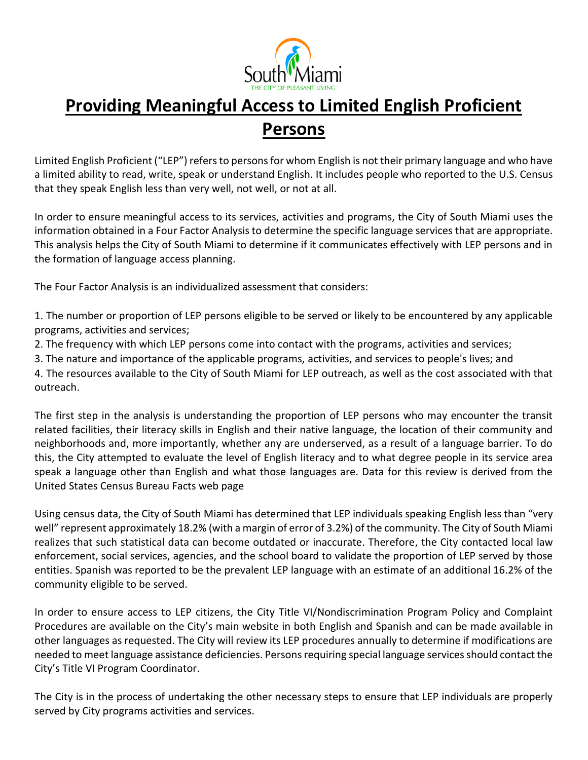# Providing Meaningful Access to Limited English Proficient Persons

Limited English Proficient ("LEP") refers to persons for whom English is not their primary language and who have a limited ability to read, write, speak or understand English. It includes people who reported to the U.S. Census that they speak English less than very well, not well, or not at all.

In order to ensure meaningful access to its services, activities and programs, the City of South Miami uses the information obtained in a Four Factor Analysis to determine the specific language services that are appropriate. This analysis helps the City of South Miami to determine if it communicates effectively with LEP persons and in the formation of language access planning.

The Four Factor Analysis is an individualized assessment that considers:

1. The number or proportion of LEP persons eligible to be served or likely to be encountered by any applicable programs, activities and services;
2. The frequency with which LEP persons come into contact with the programs, activities and services;
3. The nature and importance of the applicable programs, activities, and services to people's lives; and
4. The resources available to the City of South Miami for LEP outreach, as well as the cost associated with that outreach.

The first step in the analysis is understanding the proportion of LEP persons who may encounter the transit related facilities, their literacy skills in English and their native language, the location of their community and neighborhoods and, more importantly, whether any are underserved, as a result of a language barrier. To do this, the City attempted to evaluate the level of English literacy and to what degree people in its service area speak a language other than English and what those languages are. Data for this review is derived from the United States Census Bureau Facts web page

Using census data, the City of South Miami has determined that LEP individuals speaking English less than "very well" represent approximately 18.2% (with a margin of error of 3.2%) of the community. The City of South Miami realizes that such statistical data can become outdated or inaccurate. Therefore, the City contacted local law enforcement, social services, agencies, and the school board to validate the proportion of LEP served by those entities. Spanish was reported to be the prevalent LEP language with an estimate of an additional 16.2% of the community eligible to be served.

In order to ensure access to LEP citizens, the City Title VI/Nondiscrimination Program Policy and Complaint Procedures are available on the City's main website in both English and Spanish and can be made available in other languages as requested. The City will review its LEP procedures annually to determine if modifications are needed to meet language assistance deficiencies. Persons requiring special language services should contact the City's Title VI Program Coordinator.

The City is in the process of undertaking the other necessary steps to ensure that LEP individuals are properly served by City programs activities and services.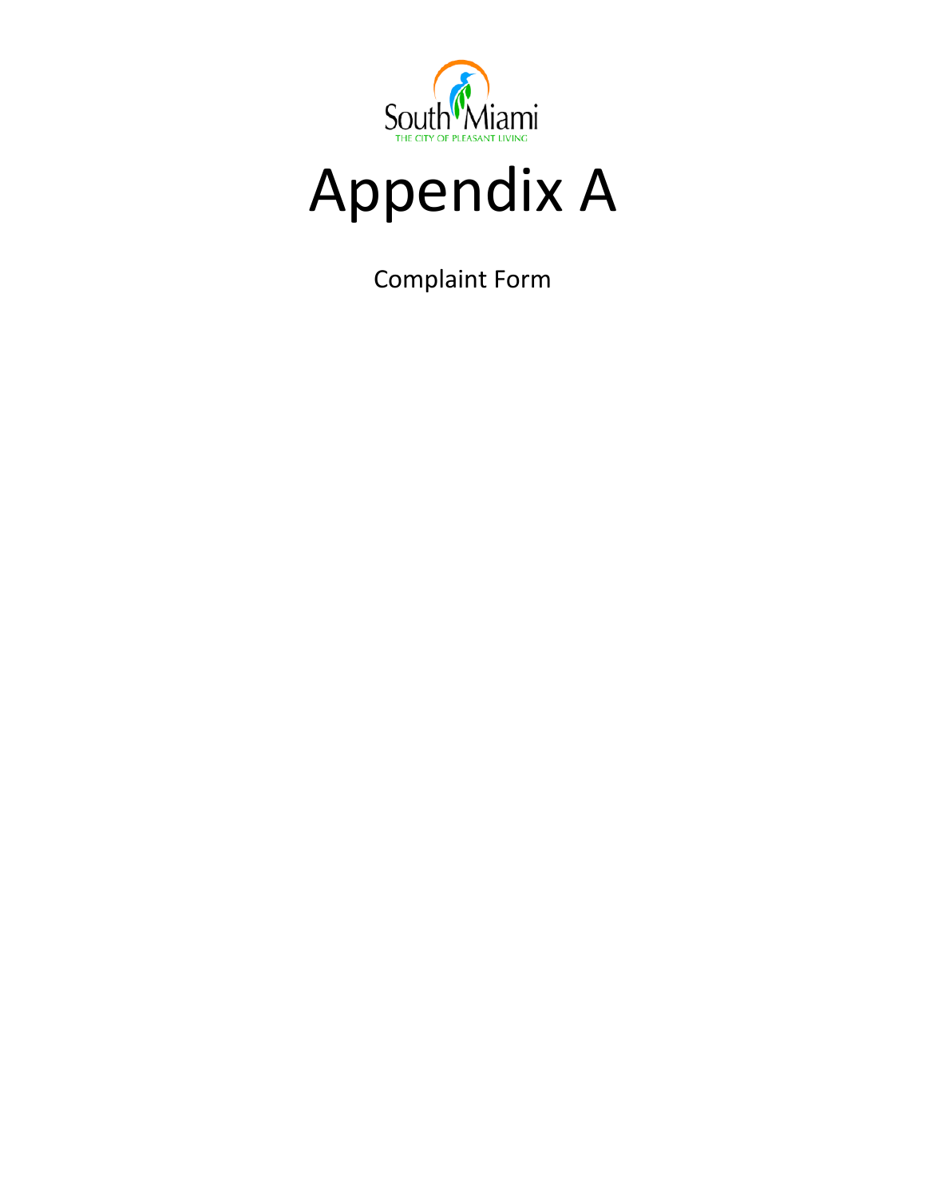South Miami

THE CITY OF PLEASANT LIVING

# Appendix A

Complaint Form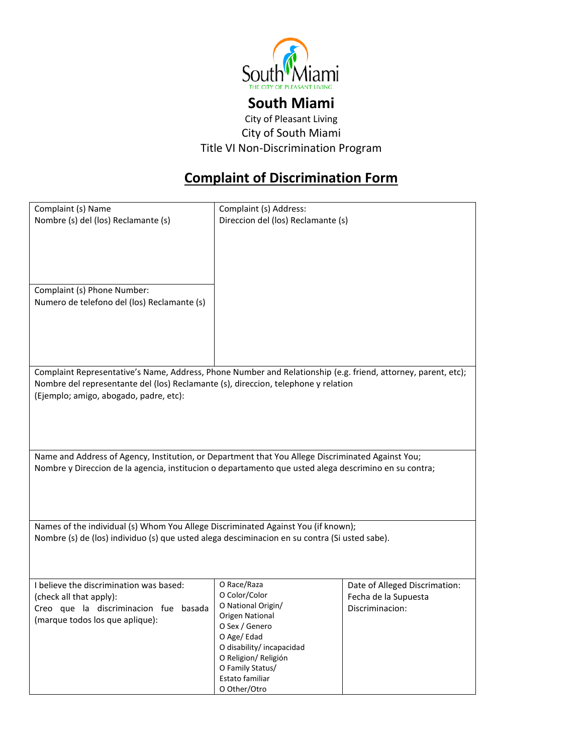**South Miami**

City of Pleasant Living

City of South Miami

Title VI Non-Discrimination Program

## Complaint of Discrimination Form

| Complaint (s) Name<br>Nombre (s) del (los) Reclamante (s) | Complaint (s) Address:<br>Direccion del (los) Reclamante (s) | |
|---|---|---|
| Complaint (s) Phone Number:<br>Numero de telefono del (los) Reclamante (s) | | |
| Complaint Representative's Name, Address, Phone Number and Relationship (e.g. friend, attorney, parent, etc);<br>Nombre del representante del (los) Reclamante (s), direccion, telephone y relation<br>(Ejemplo; amigo, abogado, padre, etc): | | |
| Name and Address of Agency, Institution, or Department that You Allege Discriminated Against You;<br>Nombre y Direccion de la agencia, institucion o departamento que usted alega descrimino en su contra; | | |
| Names of the individual (s) Whom You Allege Discriminated Against You (if known);<br>Nombre (s) de (los) individuo (s) que usted alega desciminacion en su contra (Si usted sabe). | | |
| I believe the discrimination was based:<br>(check all that apply):<br>Creo que la discriminacion fue basada (marque todos los que aplique): | O Race/Raza<br>O Color/Color<br>O National Origin/ Origen National<br>O Sex / Genero<br>O Age/ Edad<br>O disability/ incapacidad<br>O Religion/ Religión<br>O Family Status/ Estato familiar<br>O Other/Otro | Date of Alleged Discrimation:<br>Fecha de la Supuesta Discriminacion: |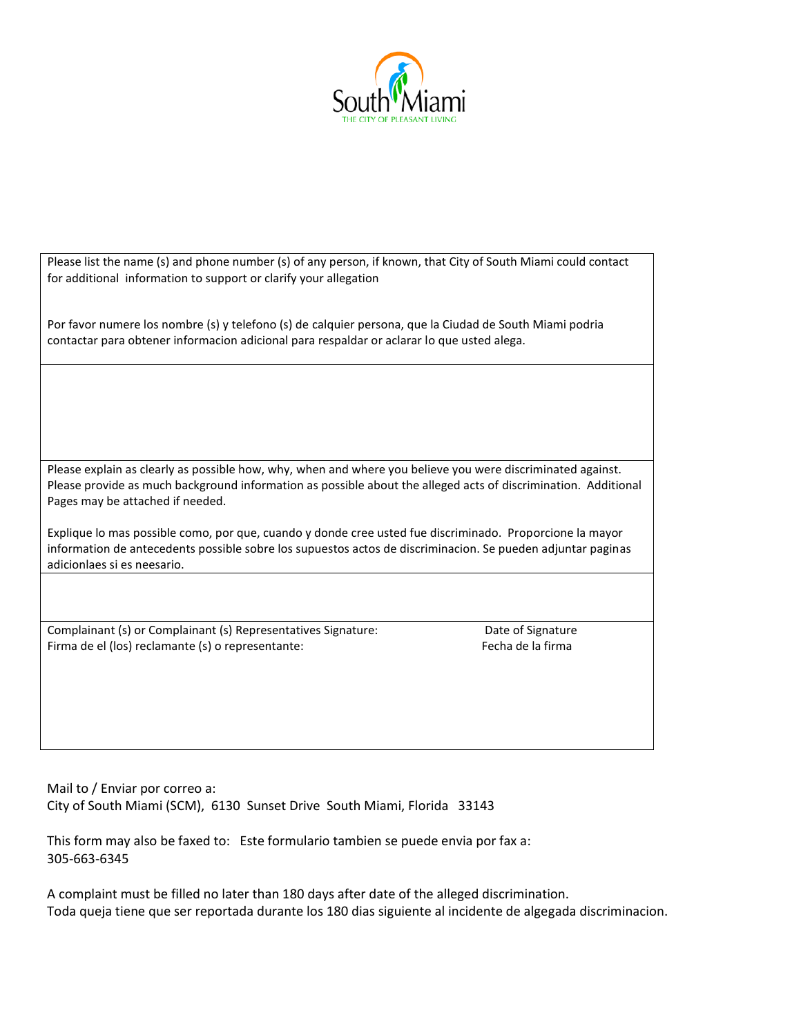South Miami
THE CITY OF PLEASANT LIVING

| |
|---|
| Please list the name (s) and phone number (s) of any person, if known, that City of South Miami could contact for additional information to support or clarify your allegation<br><br>Por favor numere los nombre (s) y telefono (s) de calquier persona, que la Ciudad de South Miami podria contactar para obtener informacion adicional para respaldar or aclarar lo que usted alega. |
| |
| Please explain as clearly as possible how, why, when and where you believe you were discriminated against. Please provide as much background information as possible about the alleged acts of discrimination. Additional Pages may be attached if needed.<br><br>Explique lo mas possible como, por que, cuando y donde cree usted fue discriminado. Proporcione la mayor information de antecedents possible sobre los supuestos actos de discriminacion. Se pueden adjuntar paginas adicionlaes si es neesario. |
| |
| Complainant (s) or Complainant (s) Representatives Signature: Firma de el (los) reclamante (s) o representante: Date of Signature Fecha de la firma |

Mail to / Enviar por correo a:
City of South Miami (SCM), 6130 Sunset Drive South Miami, Florida 33143

This form may also be faxed to: Este formulario tambien se puede envia por fax a:
305-663-6345

A complaint must be filled no later than 180 days after date of the alleged discrimination.
Toda queja tiene que ser reportada durante los 180 dias siguiente al incidente de algegada discriminacion.